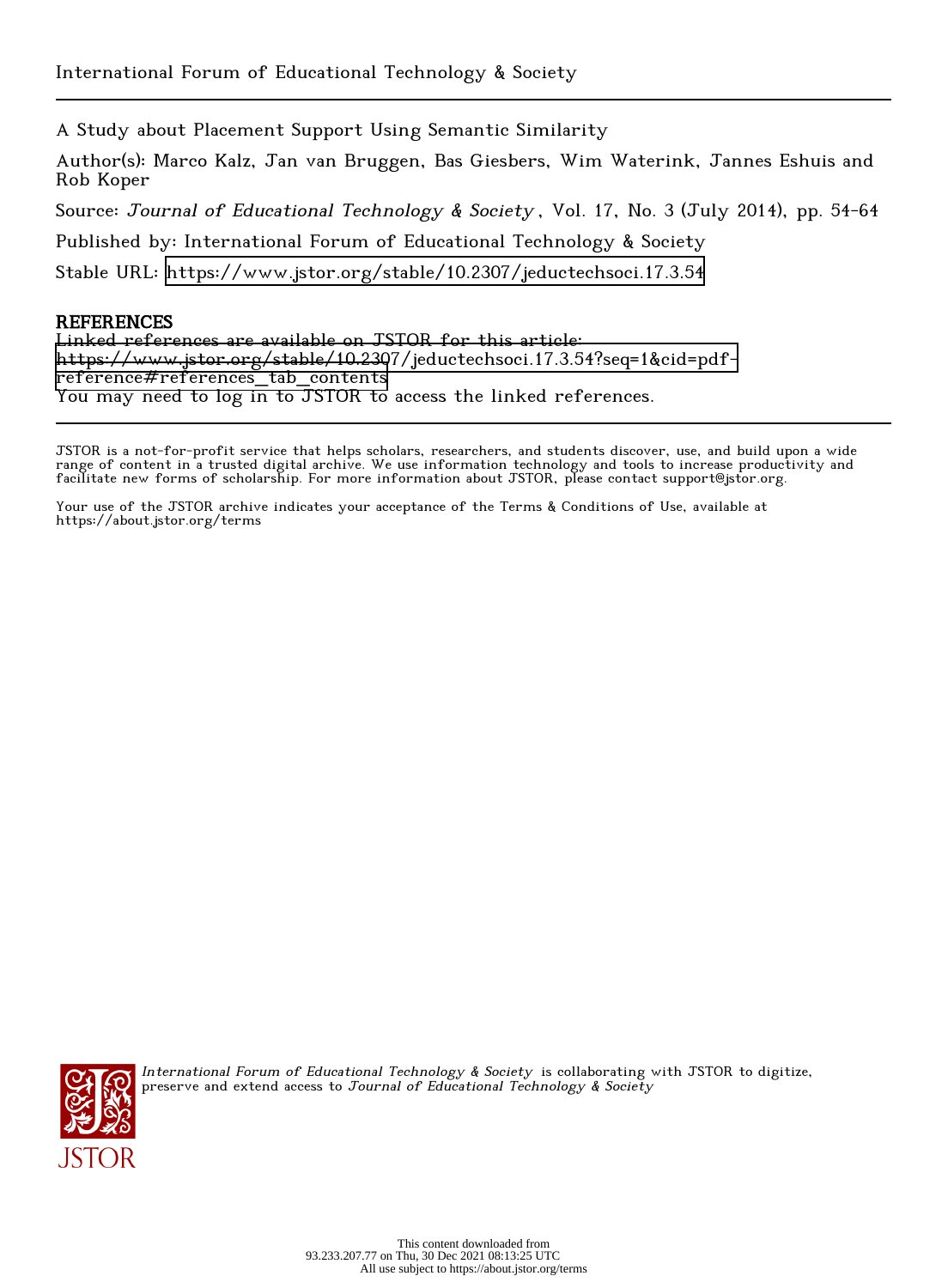International Forum of Educational Technology & Society

A Study about Placement Support Using Semantic Similarity

Author(s): Marco Kalz, Jan van Bruggen, Bas Giesbers, Wim Waterink, Jannes Eshuis and Rob Koper

Source: *Journal of Educational Technology & Society*, Vol. 17, No. 3 (July 2014), pp. 54-64

Published by: International Forum of Educational Technology & Society

Stable URL: https://www.jstor.org/stable/10.2307/jeductechsoci.17.3.54

**REFERENCES**

Linked references are available on JSTOR for this article:
https://www.jstor.org/stable/10.2307/jeductechsoci.17.3.54?seq=1&cid=pdf-reference#references_tab_contents
You may need to log in to JSTOR to access the linked references.

JSTOR is a not-for-profit service that helps scholars, researchers, and students discover, use, and build upon a wide range of content in a trusted digital archive. We use information technology and tools to increase productivity and facilitate new forms of scholarship. For more information about JSTOR, please contact support@jstor.org.

Your use of the JSTOR archive indicates your acceptance of the Terms & Conditions of Use, available at https://about.jstor.org/terms

*International Forum of Educational Technology & Society* is collaborating with JSTOR to digitize, preserve and extend access to *Journal of Educational Technology & Society*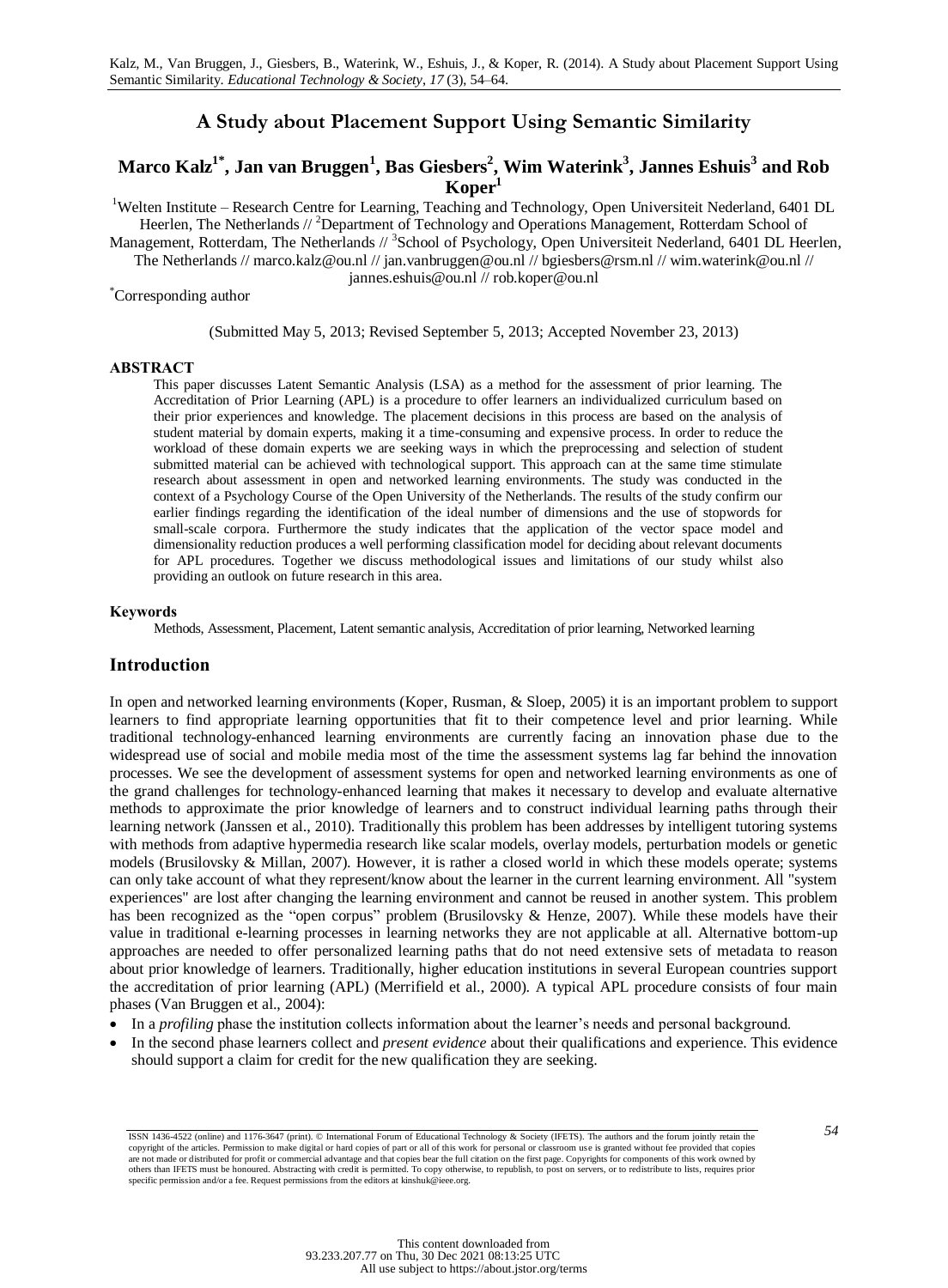Kalz, M., Van Bruggen, J., Giesbers, B., Waterink, W., Eshuis, J., & Koper, R. (2014). A Study about Placement Support Using Semantic Similarity. *Educational Technology & Society*, *17* (3), 54–64.

# A Study about Placement Support Using Semantic Similarity

## Marco Kalz[1*], Jan van Bruggen[1], Bas Giesbers[2], Wim Waterink[3], Jannes Eshuis[3] and Rob Koper[1]

[1]Welten Institute – Research Centre for Learning, Teaching and Technology, Open Universiteit Nederland, 6401 DL Heerlen, The Netherlands // [2]Department of Technology and Operations Management, Rotterdam School of Management, Rotterdam, The Netherlands // [3]School of Psychology, Open Universiteit Nederland, 6401 DL Heerlen, The Netherlands // marco.kalz@ou.nl // jan.vanbruggen@ou.nl // bgiesbers@rsm.nl // wim.waterink@ou.nl // jannes.eshuis@ou.nl // rob.koper@ou.nl

[*]Corresponding author

(Submitted May 5, 2013; Revised September 5, 2013; Accepted November 23, 2013)

**ABSTRACT**

This paper discusses Latent Semantic Analysis (LSA) as a method for the assessment of prior learning. The Accreditation of Prior Learning (APL) is a procedure to offer learners an individualized curriculum based on their prior experiences and knowledge. The placement decisions in this process are based on the analysis of student material by domain experts, making it a time-consuming and expensive process. In order to reduce the workload of these domain experts we are seeking ways in which the preprocessing and selection of student submitted material can be achieved with technological support. This approach can at the same time stimulate research about assessment in open and networked learning environments. The study was conducted in the context of a Psychology Course of the Open University of the Netherlands. The results of the study confirm our earlier findings regarding the identification of the ideal number of dimensions and the use of stopwords for small-scale corpora. Furthermore the study indicates that the application of the vector space model and dimensionality reduction produces a well performing classification model for deciding about relevant documents for APL procedures. Together we discuss methodological issues and limitations of our study whilst also providing an outlook on future research in this area.

**Keywords**

Methods, Assessment, Placement, Latent semantic analysis, Accreditation of prior learning, Networked learning

## Introduction

In open and networked learning environments (Koper, Rusman, & Sloep, 2005) it is an important problem to support learners to find appropriate learning opportunities that fit to their competence level and prior learning. While traditional technology-enhanced learning environments are currently facing an innovation phase due to the widespread use of social and mobile media most of the time the assessment systems lag far behind the innovation processes. We see the development of assessment systems for open and networked learning environments as one of the grand challenges for technology-enhanced learning that makes it necessary to develop and evaluate alternative methods to approximate the prior knowledge of learners and to construct individual learning paths through their learning network (Janssen et al., 2010). Traditionally this problem has been addresses by intelligent tutoring systems with methods from adaptive hypermedia research like scalar models, overlay models, perturbation models or genetic models (Brusilovsky & Millan, 2007). However, it is rather a closed world in which these models operate; systems can only take account of what they represent/know about the learner in the current learning environment. All "system experiences" are lost after changing the learning environment and cannot be reused in another system. This problem has been recognized as the "open corpus" problem (Brusilovsky & Henze, 2007). While these models have their value in traditional e-learning processes in learning networks they are not applicable at all. Alternative bottom-up approaches are needed to offer personalized learning paths that do not need extensive sets of metadata to reason about prior knowledge of learners. Traditionally, higher education institutions in several European countries support the accreditation of prior learning (APL) (Merrifield et al., 2000). A typical APL procedure consists of four main phases (Van Bruggen et al., 2004):

- In a *profiling* phase the institution collects information about the learner's needs and personal background.
- In the second phase learners collect and *present evidence* about their qualifications and experience. This evidence should support a claim for credit for the new qualification they are seeking.

ISSN 1436-4522 (online) and 1176-3647 (print). © International Forum of Educational Technology & Society (IFETS). The authors and the forum jointly retain the copyright of the articles. Permission to make digital or hard copies of part or all of this work for personal or classroom use is granted without fee provided that copies are not made or distributed for profit or commercial advantage and that copies bear the full citation on the first page. Copyrights for components of this work owned by others than IFETS must be honoured. Abstracting with credit is permitted. To copy otherwise, to republish, to post on servers, or to redistribute to lists, requires prior specific permission and/or a fee. Request permissions from the editors at kinshuk@ieee.org.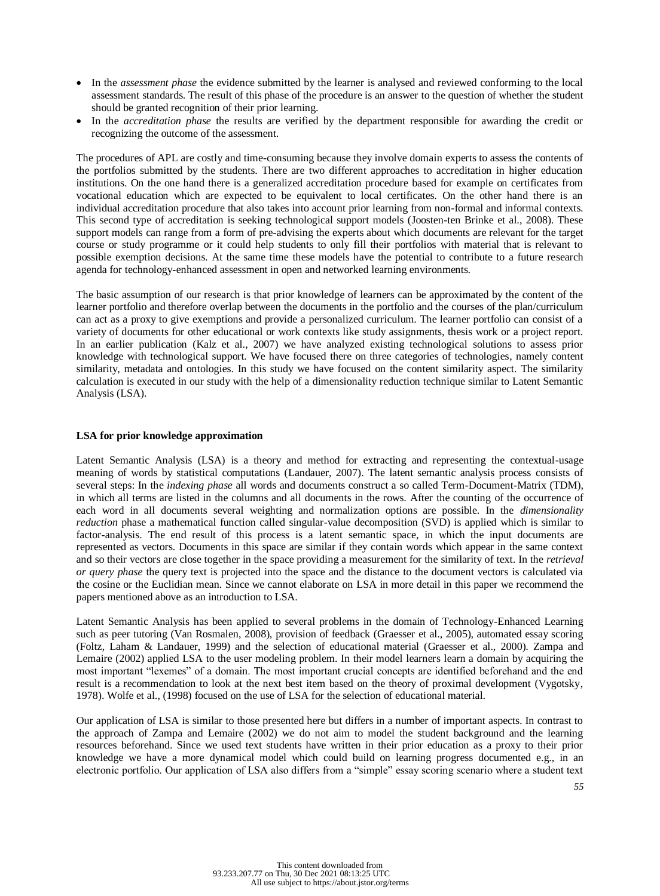- In the *assessment phase* the evidence submitted by the learner is analysed and reviewed conforming to the local assessment standards. The result of this phase of the procedure is an answer to the question of whether the student should be granted recognition of their prior learning.
- In the *accreditation phase* the results are verified by the department responsible for awarding the credit or recognizing the outcome of the assessment.

The procedures of APL are costly and time-consuming because they involve domain experts to assess the contents of the portfolios submitted by the students. There are two different approaches to accreditation in higher education institutions. On the one hand there is a generalized accreditation procedure based for example on certificates from vocational education which are expected to be equivalent to local certificates. On the other hand there is an individual accreditation procedure that also takes into account prior learning from non-formal and informal contexts. This second type of accreditation is seeking technological support models (Joosten-ten Brinke et al., 2008). These support models can range from a form of pre-advising the experts about which documents are relevant for the target course or study programme or it could help students to only fill their portfolios with material that is relevant to possible exemption decisions. At the same time these models have the potential to contribute to a future research agenda for technology-enhanced assessment in open and networked learning environments.

The basic assumption of our research is that prior knowledge of learners can be approximated by the content of the learner portfolio and therefore overlap between the documents in the portfolio and the courses of the plan/curriculum can act as a proxy to give exemptions and provide a personalized curriculum. The learner portfolio can consist of a variety of documents for other educational or work contexts like study assignments, thesis work or a project report. In an earlier publication (Kalz et al., 2007) we have analyzed existing technological solutions to assess prior knowledge with technological support. We have focused there on three categories of technologies, namely content similarity, metadata and ontologies. In this study we have focused on the content similarity aspect. The similarity calculation is executed in our study with the help of a dimensionality reduction technique similar to Latent Semantic Analysis (LSA).

**LSA for prior knowledge approximation**

Latent Semantic Analysis (LSA) is a theory and method for extracting and representing the contextual-usage meaning of words by statistical computations (Landauer, 2007). The latent semantic analysis process consists of several steps: In the *indexing phase* all words and documents construct a so called Term-Document-Matrix (TDM), in which all terms are listed in the columns and all documents in the rows. After the counting of the occurrence of each word in all documents several weighting and normalization options are possible. In the *dimensionality reduction* phase a mathematical function called singular-value decomposition (SVD) is applied which is similar to factor-analysis. The end result of this process is a latent semantic space, in which the input documents are represented as vectors. Documents in this space are similar if they contain words which appear in the same context and so their vectors are close together in the space providing a measurement for the similarity of text. In the *retrieval or query phase* the query text is projected into the space and the distance to the document vectors is calculated via the cosine or the Euclidian mean. Since we cannot elaborate on LSA in more detail in this paper we recommend the papers mentioned above as an introduction to LSA.

Latent Semantic Analysis has been applied to several problems in the domain of Technology-Enhanced Learning such as peer tutoring (Van Rosmalen, 2008), provision of feedback (Graesser et al., 2005), automated essay scoring (Foltz, Laham & Landauer, 1999) and the selection of educational material (Graesser et al., 2000). Zampa and Lemaire (2002) applied LSA to the user modeling problem. In their model learners learn a domain by acquiring the most important "lexemes" of a domain. The most important crucial concepts are identified beforehand and the end result is a recommendation to look at the next best item based on the theory of proximal development (Vygotsky, 1978). Wolfe et al., (1998) focused on the use of LSA for the selection of educational material.

Our application of LSA is similar to those presented here but differs in a number of important aspects. In contrast to the approach of Zampa and Lemaire (2002) we do not aim to model the student background and the learning resources beforehand. Since we used text students have written in their prior education as a proxy to their prior knowledge we have a more dynamical model which could build on learning progress documented e.g., in an electronic portfolio. Our application of LSA also differs from a "simple" essay scoring scenario where a student text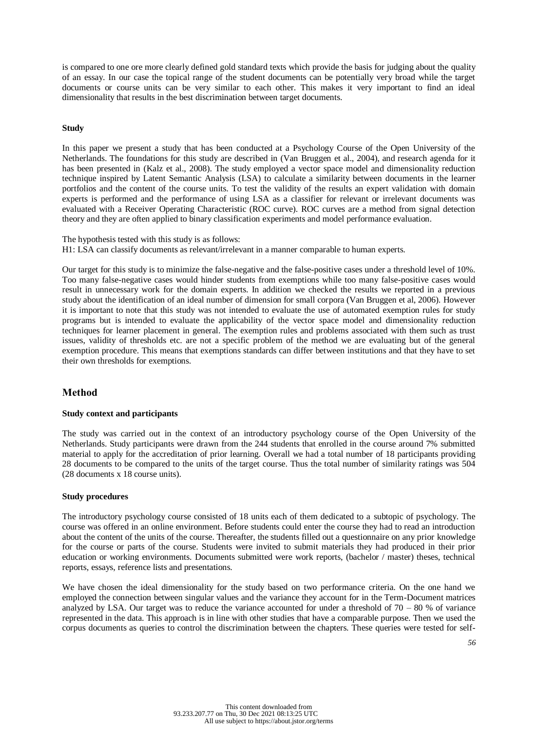is compared to one ore more clearly defined gold standard texts which provide the basis for judging about the quality of an essay. In our case the topical range of the student documents can be potentially very broad while the target documents or course units can be very similar to each other. This makes it very important to find an ideal dimensionality that results in the best discrimination between target documents.

**Study**

In this paper we present a study that has been conducted at a Psychology Course of the Open University of the Netherlands. The foundations for this study are described in (Van Bruggen et al., 2004), and research agenda for it has been presented in (Kalz et al., 2008). The study employed a vector space model and dimensionality reduction technique inspired by Latent Semantic Analysis (LSA) to calculate a similarity between documents in the learner portfolios and the content of the course units. To test the validity of the results an expert validation with domain experts is performed and the performance of using LSA as a classifier for relevant or irrelevant documents was evaluated with a Receiver Operating Characteristic (ROC curve). ROC curves are a method from signal detection theory and they are often applied to binary classification experiments and model performance evaluation.

The hypothesis tested with this study is as follows:
H1: LSA can classify documents as relevant/irrelevant in a manner comparable to human experts.

Our target for this study is to minimize the false-negative and the false-positive cases under a threshold level of 10%. Too many false-negative cases would hinder students from exemptions while too many false-positive cases would result in unnecessary work for the domain experts. In addition we checked the results we reported in a previous study about the identification of an ideal number of dimension for small corpora (Van Bruggen et al, 2006). However it is important to note that this study was not intended to evaluate the use of automated exemption rules for study programs but is intended to evaluate the applicability of the vector space model and dimensionality reduction techniques for learner placement in general. The exemption rules and problems associated with them such as trust issues, validity of thresholds etc. are not a specific problem of the method we are evaluating but of the general exemption procedure. This means that exemptions standards can differ between institutions and that they have to set their own thresholds for exemptions.

## Method

**Study context and participants**

The study was carried out in the context of an introductory psychology course of the Open University of the Netherlands. Study participants were drawn from the 244 students that enrolled in the course around 7% submitted material to apply for the accreditation of prior learning. Overall we had a total number of 18 participants providing 28 documents to be compared to the units of the target course. Thus the total number of similarity ratings was 504 (28 documents x 18 course units).

**Study procedures**

The introductory psychology course consisted of 18 units each of them dedicated to a subtopic of psychology. The course was offered in an online environment. Before students could enter the course they had to read an introduction about the content of the units of the course. Thereafter, the students filled out a questionnaire on any prior knowledge for the course or parts of the course. Students were invited to submit materials they had produced in their prior education or working environments. Documents submitted were work reports, (bachelor / master) theses, technical reports, essays, reference lists and presentations.

We have chosen the ideal dimensionality for the study based on two performance criteria. On the one hand we employed the connection between singular values and the variance they account for in the Term-Document matrices analyzed by LSA. Our target was to reduce the variance accounted for under a threshold of 70 – 80 % of variance represented in the data. This approach is in line with other studies that have a comparable purpose. Then we used the corpus documents as queries to control the discrimination between the chapters. These queries were tested for self-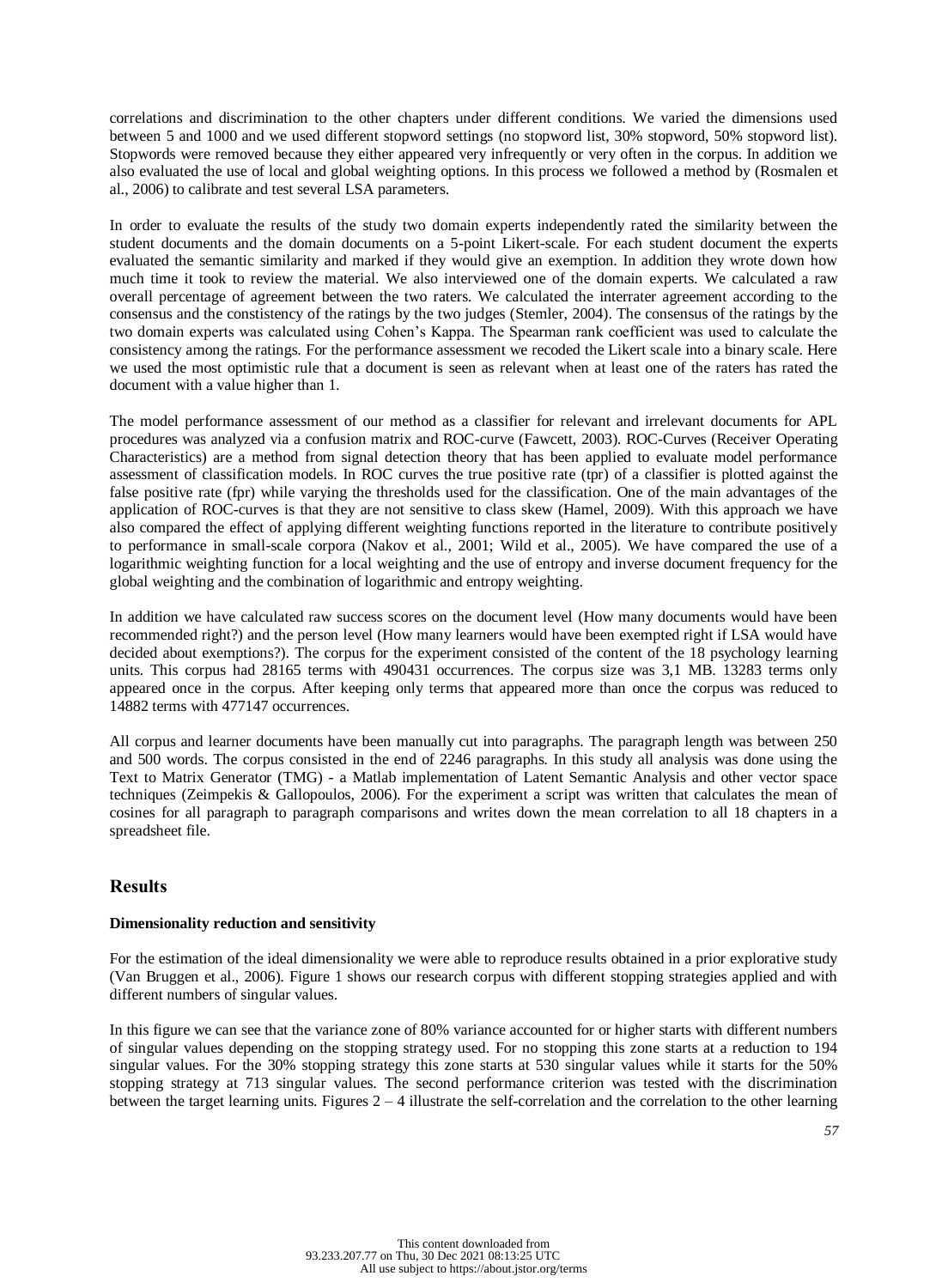correlations and discrimination to the other chapters under different conditions. We varied the dimensions used between 5 and 1000 and we used different stopword settings (no stopword list, 30% stopword, 50% stopword list). Stopwords were removed because they either appeared very infrequently or very often in the corpus. In addition we also evaluated the use of local and global weighting options. In this process we followed a method by (Rosmalen et al., 2006) to calibrate and test several LSA parameters.

In order to evaluate the results of the study two domain experts independently rated the similarity between the student documents and the domain documents on a 5-point Likert-scale. For each student document the experts evaluated the semantic similarity and marked if they would give an exemption. In addition they wrote down how much time it took to review the material. We also interviewed one of the domain experts. We calculated a raw overall percentage of agreement between the two raters. We calculated the interrater agreement according to the consensus and the constistency of the ratings by the two judges (Stemler, 2004). The consensus of the ratings by the two domain experts was calculated using Cohen's Kappa. The Spearman rank coefficient was used to calculate the consistency among the ratings. For the performance assessment we recoded the Likert scale into a binary scale. Here we used the most optimistic rule that a document is seen as relevant when at least one of the raters has rated the document with a value higher than 1.

The model performance assessment of our method as a classifier for relevant and irrelevant documents for APL procedures was analyzed via a confusion matrix and ROC-curve (Fawcett, 2003). ROC-Curves (Receiver Operating Characteristics) are a method from signal detection theory that has been applied to evaluate model performance assessment of classification models. In ROC curves the true positive rate (tpr) of a classifier is plotted against the false positive rate (fpr) while varying the thresholds used for the classification. One of the main advantages of the application of ROC-curves is that they are not sensitive to class skew (Hamel, 2009). With this approach we have also compared the effect of applying different weighting functions reported in the literature to contribute positively to performance in small-scale corpora (Nakov et al., 2001; Wild et al., 2005). We have compared the use of a logarithmic weighting function for a local weighting and the use of entropy and inverse document frequency for the global weighting and the combination of logarithmic and entropy weighting.

In addition we have calculated raw success scores on the document level (How many documents would have been recommended right?) and the person level (How many learners would have been exempted right if LSA would have decided about exemptions?). The corpus for the experiment consisted of the content of the 18 psychology learning units. This corpus had 28165 terms with 490431 occurrences. The corpus size was 3,1 MB. 13283 terms only appeared once in the corpus. After keeping only terms that appeared more than once the corpus was reduced to 14882 terms with 477147 occurrences.

All corpus and learner documents have been manually cut into paragraphs. The paragraph length was between 250 and 500 words. The corpus consisted in the end of 2246 paragraphs. In this study all analysis was done using the Text to Matrix Generator (TMG) - a Matlab implementation of Latent Semantic Analysis and other vector space techniques (Zeimpekis & Gallopoulos, 2006). For the experiment a script was written that calculates the mean of cosines for all paragraph to paragraph comparisons and writes down the mean correlation to all 18 chapters in a spreadsheet file.

## Results

### Dimensionality reduction and sensitivity

For the estimation of the ideal dimensionality we were able to reproduce results obtained in a prior explorative study (Van Bruggen et al., 2006). Figure 1 shows our research corpus with different stopping strategies applied and with different numbers of singular values.

In this figure we can see that the variance zone of 80% variance accounted for or higher starts with different numbers of singular values depending on the stopping strategy used. For no stopping this zone starts at a reduction to 194 singular values. For the 30% stopping strategy this zone starts at 530 singular values while it starts for the 50% stopping strategy at 713 singular values. The second performance criterion was tested with the discrimination between the target learning units. Figures 2 – 4 illustrate the self-correlation and the correlation to the other learning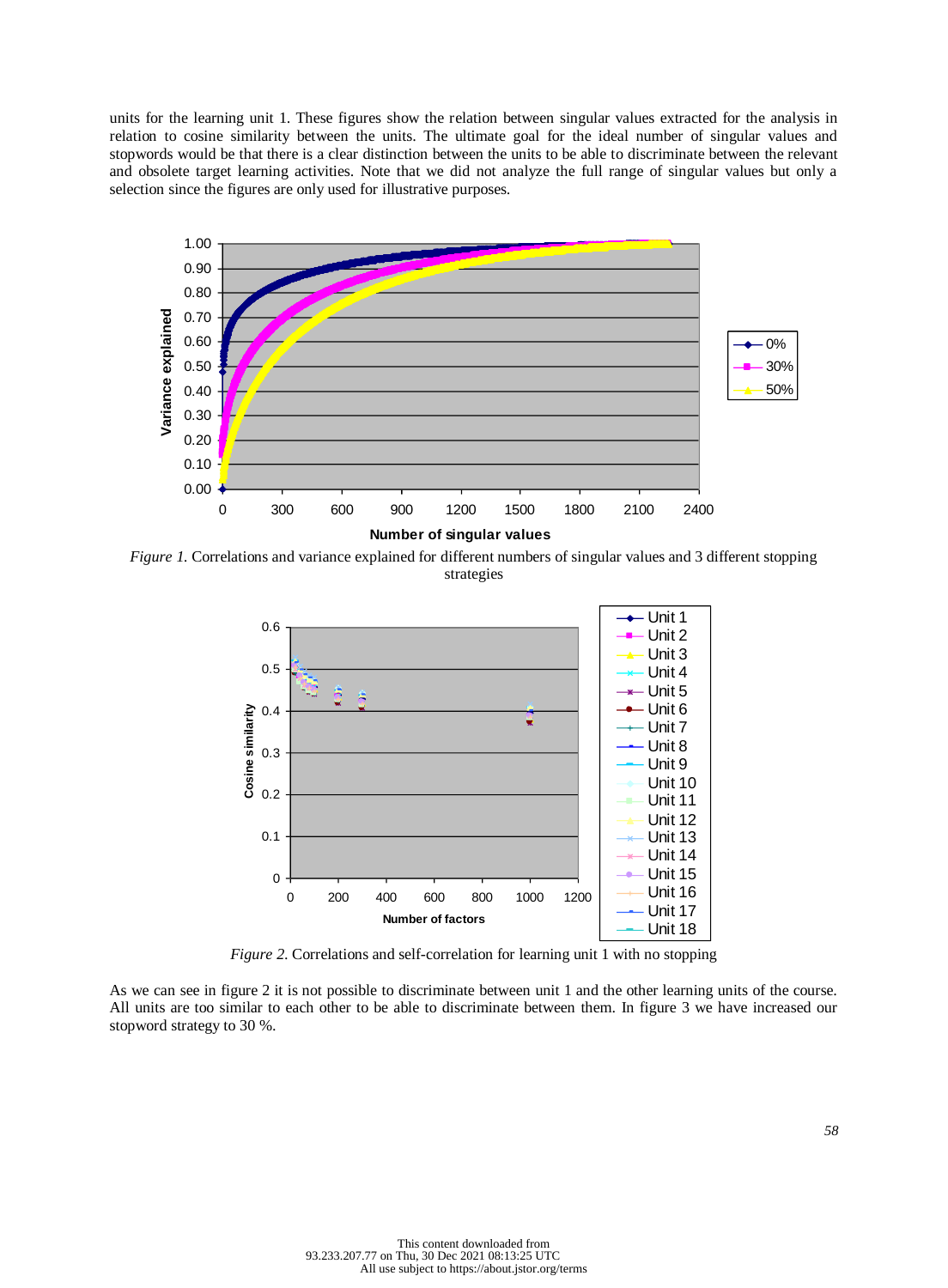units for the learning unit 1. These figures show the relation between singular values extracted for the analysis in relation to cosine similarity between the units. The ultimate goal for the ideal number of singular values and stopwords would be that there is a clear distinction between the units to be able to discriminate between the relevant and obsolete target learning activities. Note that we did not analyze the full range of singular values but only a selection since the figures are only used for illustrative purposes.

*Figure 1.* Correlations and variance explained for different numbers of singular values and 3 different stopping strategies

*Figure 2.* Correlations and self-correlation for learning unit 1 with no stopping

As we can see in figure 2 it is not possible to discriminate between unit 1 and the other learning units of the course. All units are too similar to each other to be able to discriminate between them. In figure 3 we have increased our stopword strategy to 30 %.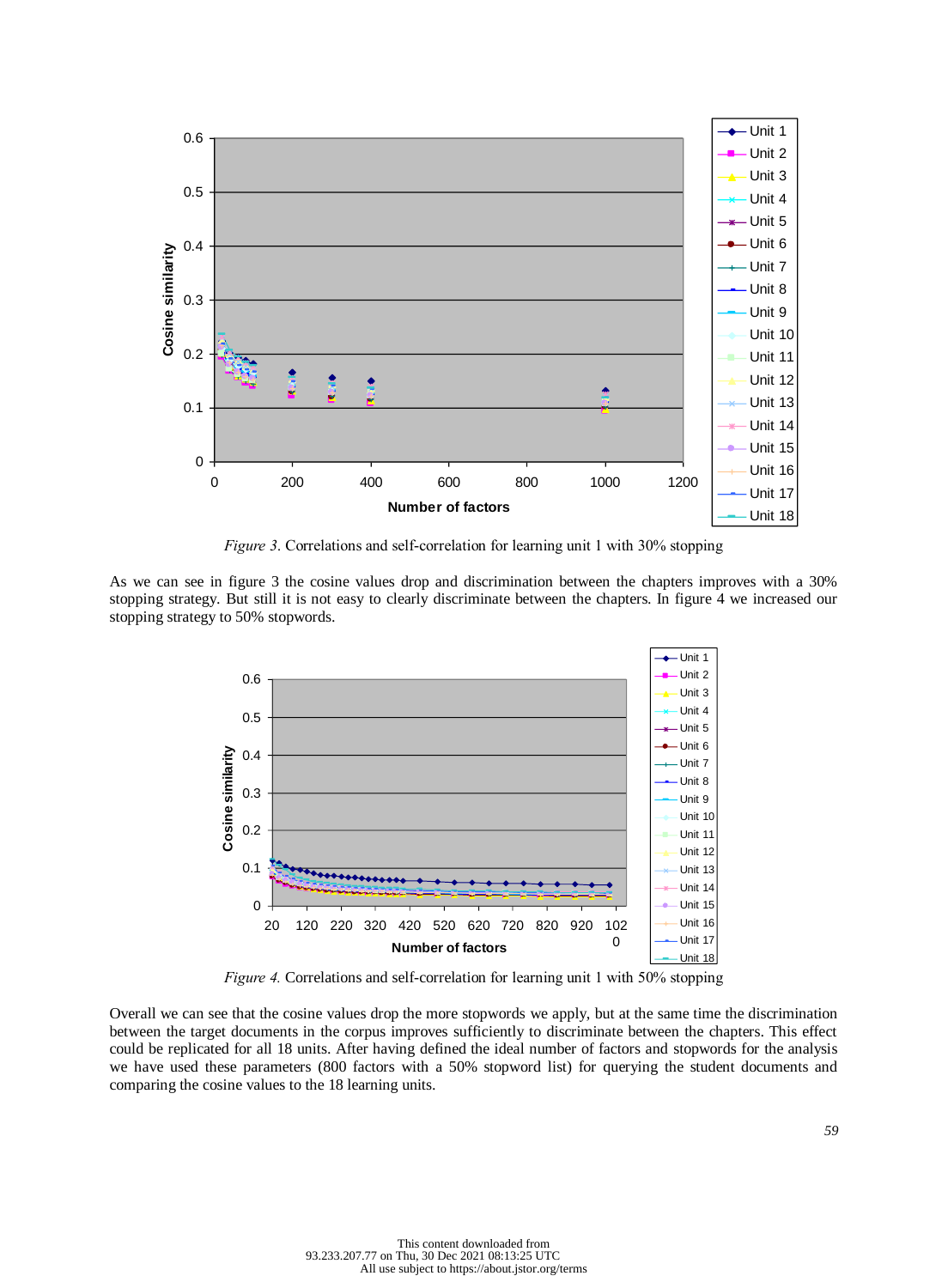*Figure 3.* Correlations and self-correlation for learning unit 1 with 30% stopping

As we can see in figure 3 the cosine values drop and discrimination between the chapters improves with a 30% stopping strategy. But still it is not easy to clearly discriminate between the chapters. In figure 4 we increased our stopping strategy to 50% stopwords.

*Figure 4.* Correlations and self-correlation for learning unit 1 with 50% stopping

Overall we can see that the cosine values drop the more stopwords we apply, but at the same time the discrimination between the target documents in the corpus improves sufficiently to discriminate between the chapters. This effect could be replicated for all 18 units. After having defined the ideal number of factors and stopwords for the analysis we have used these parameters (800 factors with a 50% stopword list) for querying the student documents and comparing the cosine values to the 18 learning units.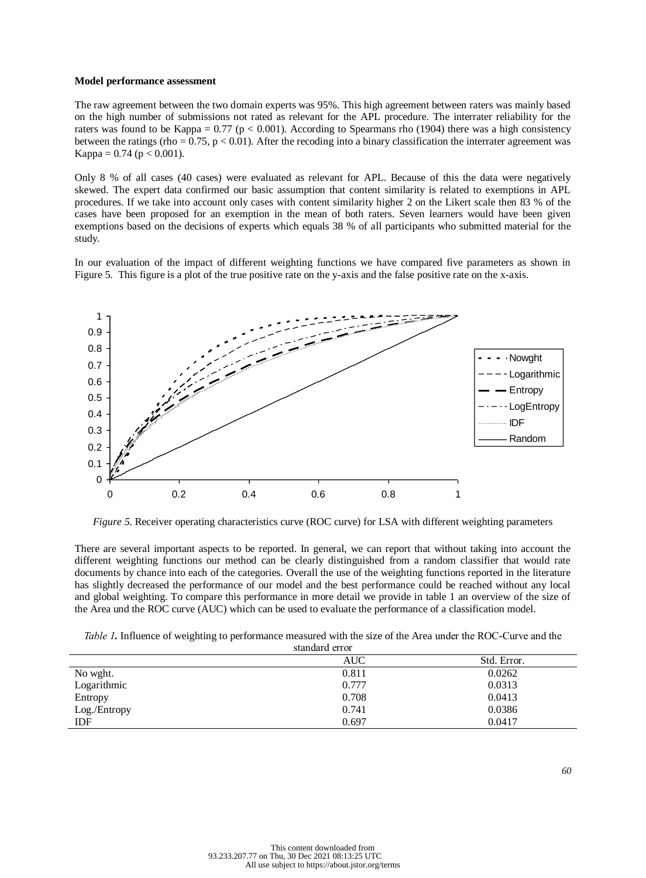**Model performance assessment**

The raw agreement between the two domain experts was 95%. This high agreement between raters was mainly based on the high number of submissions not rated as relevant for the APL procedure. The interrater reliability for the raters was found to be Kappa = 0.77 ($p < 0.001$). According to Spearmans rho (1904) there was a high consistency between the ratings (rho = 0.75, $p < 0.01$). After the recoding into a binary classification the interrater agreement was Kappa = 0.74 ($p < 0.001$).

Only 8 % of all cases (40 cases) were evaluated as relevant for APL. Because of this the data were negatively skewed. The expert data confirmed our basic assumption that content similarity is related to exemptions in APL procedures. If we take into account only cases with content similarity higher 2 on the Likert scale then 83 % of the cases have been proposed for an exemption in the mean of both raters. Seven learners would have been given exemptions based on the decisions of experts which equals 38 % of all participants who submitted material for the study.

In our evaluation of the impact of different weighting functions we have compared five parameters as shown in Figure 5. This figure is a plot of the true positive rate on the y-axis and the false positive rate on the x-axis.

*Figure 5*. Receiver operating characteristics curve (ROC curve) for LSA with different weighting parameters

There are several important aspects to be reported. In general, we can report that without taking into account the different weighting functions our method can be clearly distinguished from a random classifier that would rate documents by chance into each of the categories. Overall the use of the weighting functions reported in the literature has slightly decreased the performance of our model and the best performance could be reached without any local and global weighting. To compare this performance in more detail we provide in table 1 an overview of the size of the Area und the ROC curve (AUC) which can be used to evaluate the performance of a classification model.

*Table 1.* Influence of weighting to performance measured with the size of the Area under the ROC-Curve and the standard error

| | AUC | Std. Error. |
|---|---|---|
| No wght. | 0.811 | 0.0262 |
| Logarithmic | 0.777 | 0.0313 |
| Entropy | 0.708 | 0.0413 |
| Log./Entropy | 0.741 | 0.0386 |
| IDF | 0.697 | 0.0417 |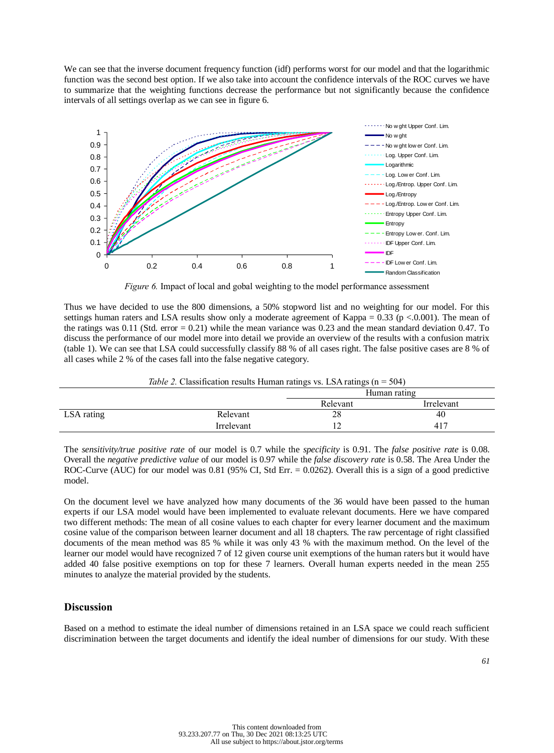We can see that the inverse document frequency function (idf) performs worst for our model and that the logarithmic function was the second best option. If we also take into account the confidence intervals of the ROC curves we have to summarize that the weighting functions decrease the performance but not significantly because the confidence intervals of all settings overlap as we can see in figure 6.

*Figure 6.* Impact of local and gobal weighting to the model performance assessment

Thus we have decided to use the 800 dimensions, a 50% stopword list and no weighting for our model. For this settings human raters and LSA results show only a moderate agreement of Kappa = 0.33 (p <.0.001). The mean of the ratings was 0.11 (Std. error = 0.21) while the mean variance was 0.23 and the mean standard deviation 0.47. To discuss the performance of our model more into detail we provide an overview of the results with a confusion matrix (table 1). We can see that LSA could successfully classify 88 % of all cases right. The false positive cases are 8 % of all cases while 2 % of the cases fall into the false negative category.

*Table 2.* Classification results Human ratings vs. LSA ratings (n = 504)

| | | Human rating | |
|---|---|---|---|
| | | Relevant | Irrelevant |
| LSA rating | Relevant | 28 | 40 |
| | Irrelevant | 12 | 417 |

The *sensitivity/true positive rate* of our model is 0.7 while the *specificity* is 0.91. The *false positive rate* is 0.08. Overall the *negative predictive value* of our model is 0.97 while the *false discovery rate* is 0.58. The Area Under the ROC-Curve (AUC) for our model was 0.81 (95% CI, Std Err. = 0.0262). Overall this is a sign of a good predictive model.

On the document level we have analyzed how many documents of the 36 would have been passed to the human experts if our LSA model would have been implemented to evaluate relevant documents. Here we have compared two different methods: The mean of all cosine values to each chapter for every learner document and the maximum cosine value of the comparison between learner document and all 18 chapters. The raw percentage of right classified documents of the mean method was 85 % while it was only 43 % with the maximum method. On the level of the learner our model would have recognized 7 of 12 given course unit exemptions of the human raters but it would have added 40 false positive exemptions on top for these 7 learners. Overall human experts needed in the mean 255 minutes to analyze the material provided by the students.

## Discussion

Based on a method to estimate the ideal number of dimensions retained in an LSA space we could reach sufficient discrimination between the target documents and identify the ideal number of dimensions for our study. With these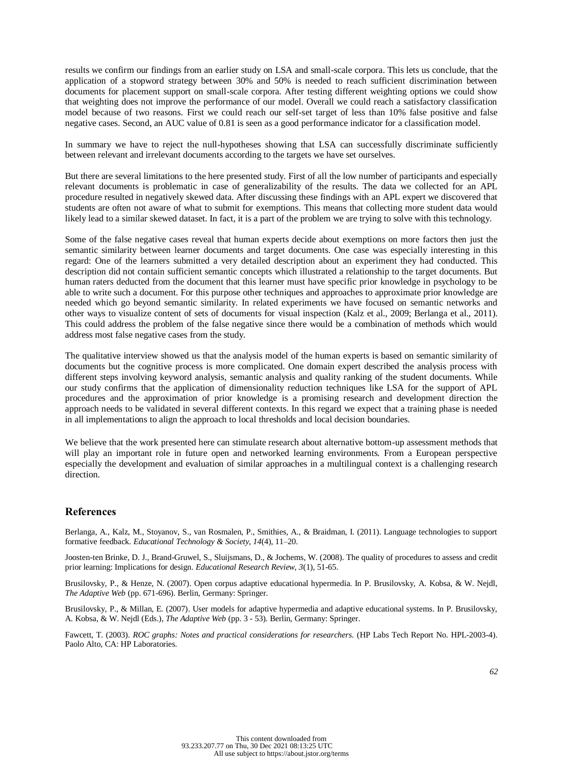results we confirm our findings from an earlier study on LSA and small-scale corpora. This lets us conclude, that the application of a stopword strategy between 30% and 50% is needed to reach sufficient discrimination between documents for placement support on small-scale corpora. After testing different weighting options we could show that weighting does not improve the performance of our model. Overall we could reach a satisfactory classification model because of two reasons. First we could reach our self-set target of less than 10% false positive and false negative cases. Second, an AUC value of 0.81 is seen as a good performance indicator for a classification model.

In summary we have to reject the null-hypotheses showing that LSA can successfully discriminate sufficiently between relevant and irrelevant documents according to the targets we have set ourselves.

But there are several limitations to the here presented study. First of all the low number of participants and especially relevant documents is problematic in case of generalizability of the results. The data we collected for an APL procedure resulted in negatively skewed data. After discussing these findings with an APL expert we discovered that students are often not aware of what to submit for exemptions. This means that collecting more student data would likely lead to a similar skewed dataset. In fact, it is a part of the problem we are trying to solve with this technology.

Some of the false negative cases reveal that human experts decide about exemptions on more factors then just the semantic similarity between learner documents and target documents. One case was especially interesting in this regard: One of the learners submitted a very detailed description about an experiment they had conducted. This description did not contain sufficient semantic concepts which illustrated a relationship to the target documents. But human raters deducted from the document that this learner must have specific prior knowledge in psychology to be able to write such a document. For this purpose other techniques and approaches to approximate prior knowledge are needed which go beyond semantic similarity. In related experiments we have focused on semantic networks and other ways to visualize content of sets of documents for visual inspection (Kalz et al., 2009; Berlanga et al., 2011). This could address the problem of the false negative since there would be a combination of methods which would address most false negative cases from the study.

The qualitative interview showed us that the analysis model of the human experts is based on semantic similarity of documents but the cognitive process is more complicated. One domain expert described the analysis process with different steps involving keyword analysis, semantic analysis and quality ranking of the student documents. While our study confirms that the application of dimensionality reduction techniques like LSA for the support of APL procedures and the approximation of prior knowledge is a promising research and development direction the approach needs to be validated in several different contexts. In this regard we expect that a training phase is needed in all implementations to align the approach to local thresholds and local decision boundaries.

We believe that the work presented here can stimulate research about alternative bottom-up assessment methods that will play an important role in future open and networked learning environments. From a European perspective especially the development and evaluation of similar approaches in a multilingual context is a challenging research direction.

## References

Berlanga, A., Kalz, M., Stoyanov, S., van Rosmalen, P., Smithies, A., & Braidman, I. (2011). Language technologies to support formative feedback. *Educational Technology & Society, 14*(4), 11–20.

Joosten-ten Brinke, D. J., Brand-Gruwel, S., Sluijsmans, D., & Jochems, W. (2008). The quality of procedures to assess and credit prior learning: Implications for design. *Educational Research Review, 3*(1), 51-65.

Brusilovsky, P., & Henze, N. (2007). Open corpus adaptive educational hypermedia. In P. Brusilovsky, A. Kobsa, & W. Nejdl, *The Adaptive Web* (pp. 671-696). Berlin, Germany: Springer.

Brusilovsky, P., & Millan, E. (2007). User models for adaptive hypermedia and adaptive educational systems. In P. Brusilovsky, A. Kobsa, & W. Nejdl (Eds.), *The Adaptive Web* (pp. 3 - 53). Berlin, Germany: Springer.

Fawcett, T. (2003). *ROC graphs: Notes and practical considerations for researchers.* (HP Labs Tech Report No. HPL-2003-4). Paolo Alto, CA: HP Laboratories.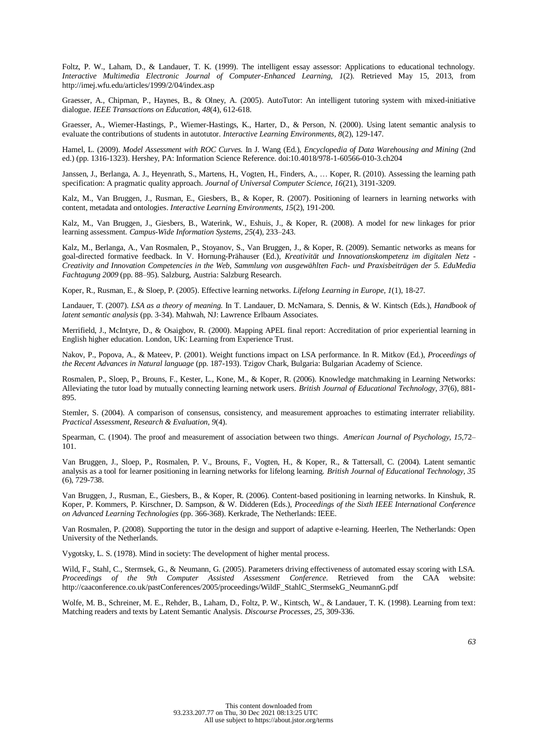Foltz, P. W., Laham, D., & Landauer, T. K. (1999). The intelligent essay assessor: Applications to educational technology. *Interactive Multimedia Electronic Journal of Computer-Enhanced Learning, 1*(2). Retrieved May 15, 2013, from http://imej.wfu.edu/articles/1999/2/04/index.asp

Graesser, A., Chipman, P., Haynes, B., & Olney, A. (2005). AutoTutor: An intelligent tutoring system with mixed-initiative dialogue. *IEEE Transactions on Education, 48*(4), 612-618.

Graesser, A., Wiemer-Hastings, P., Wiemer-Hastings, K., Harter, D., & Person, N. (2000). Using latent semantic analysis to evaluate the contributions of students in autotutor. *Interactive Learning Environments, 8*(2), 129-147.

Hamel, L. (2009). *Model Assessment with ROC Curves.* In J. Wang (Ed.), *Encyclopedia of Data Warehousing and Mining* (2nd ed.) (pp. 1316-1323). Hershey, PA: Information Science Reference. doi:10.4018/978-1-60566-010-3.ch204

Janssen, J., Berlanga, A. J., Heyenrath, S., Martens, H., Vogten, H., Finders, A., … Koper, R. (2010). Assessing the learning path specification: A pragmatic quality approach. *Journal of Universal Computer Science, 16*(21), 3191-3209.

Kalz, M., Van Bruggen, J., Rusman, E., Giesbers, B., & Koper, R. (2007). Positioning of learners in learning networks with content, metadata and ontologies. *Interactive Learning Environments, 15*(2), 191-200.

Kalz, M., Van Bruggen, J., Giesbers, B., Waterink, W., Eshuis, J., & Koper, R. (2008). A model for new linkages for prior learning assessment. *Campus-Wide Information Systems, 25*(4), 233–243.

Kalz, M., Berlanga, A., Van Rosmalen, P., Stoyanov, S., Van Bruggen, J., & Koper, R. (2009). Semantic networks as means for goal-directed formative feedback. In V. Hornung-Prähauser (Ed.), *Kreativität und Innovationskompetenz im digitalen Netz - Creativity and Innovation Competencies in the Web, Sammlung von ausgewählten Fach- und Praxisbeiträgen der 5. EduMedia Fachtagung 2009* (pp. 88–95). Salzburg, Austria: Salzburg Research.

Koper, R., Rusman, E., & Sloep, P. (2005). Effective learning networks. *Lifelong Learning in Europe, 1*(1), 18-27.

Landauer, T. (2007). *LSA as a theory of meaning.* In T. Landauer, D. McNamara, S. Dennis, & W. Kintsch (Eds.), *Handbook of latent semantic analysis* (pp. 3-34). Mahwah, NJ: Lawrence Erlbaum Associates.

Merrifield, J., McIntyre, D., & Osaigbov, R. (2000). Mapping APEL final report: Accreditation of prior experiential learning in English higher education. London, UK: Learning from Experience Trust.

Nakov, P., Popova, A., & Mateev, P. (2001). Weight functions impact on LSA performance. In R. Mitkov (Ed.), *Proceedings of the Recent Advances in Natural language* (pp. 187-193). Tzigov Chark, Bulgaria: Bulgarian Academy of Science.

Rosmalen, P., Sloep, P., Brouns, F., Kester, L., Kone, M., & Koper, R. (2006). Knowledge matchmaking in Learning Networks: Alleviating the tutor load by mutually connecting learning network users. *British Journal of Educational Technology, 37*(6), 881-895.

Stemler, S. (2004). A comparison of consensus, consistency, and measurement approaches to estimating interrater reliability. *Practical Assessment, Research & Evaluation, 9*(4).

Spearman, C. (1904). The proof and measurement of association between two things. *American Journal of Psychology, 15*,72–101.

Van Bruggen, J., Sloep, P., Rosmalen, P. V., Brouns, F., Vogten, H., & Koper, R., & Tattersall, C. (2004). Latent semantic analysis as a tool for learner positioning in learning networks for lifelong learning. *British Journal of Educational Technology, 35* (6), 729-738.

Van Bruggen, J., Rusman, E., Giesbers, B., & Koper, R. (2006). Content-based positioning in learning networks. In Kinshuk, R. Koper, P. Kommers, P. Kirschner, D. Sampson, & W. Didderen (Eds.), *Proceedings of the Sixth IEEE International Conference on Advanced Learning Technologies* (pp. 366-368). Kerkrade, The Netherlands: IEEE.

Van Rosmalen, P. (2008). Supporting the tutor in the design and support of adaptive e-learning. Heerlen, The Netherlands: Open University of the Netherlands.

Vygotsky, L. S. (1978). Mind in society: The development of higher mental process.

Wild, F., Stahl, C., Stermsek, G., & Neumann, G. (2005). Parameters driving effectiveness of automated essay scoring with LSA. *Proceedings of the 9th Computer Assisted Assessment Conference.* Retrieved from the CAA website: http://caaconference.co.uk/pastConferences/2005/proceedings/WildF_StahlC_StermsekG_NeumannG.pdf

Wolfe, M. B., Schreiner, M. E., Rehder, B., Laham, D., Foltz, P. W., Kintsch, W., & Landauer, T. K. (1998). Learning from text: Matching readers and texts by Latent Semantic Analysis. *Discourse Processes, 25*, 309-336.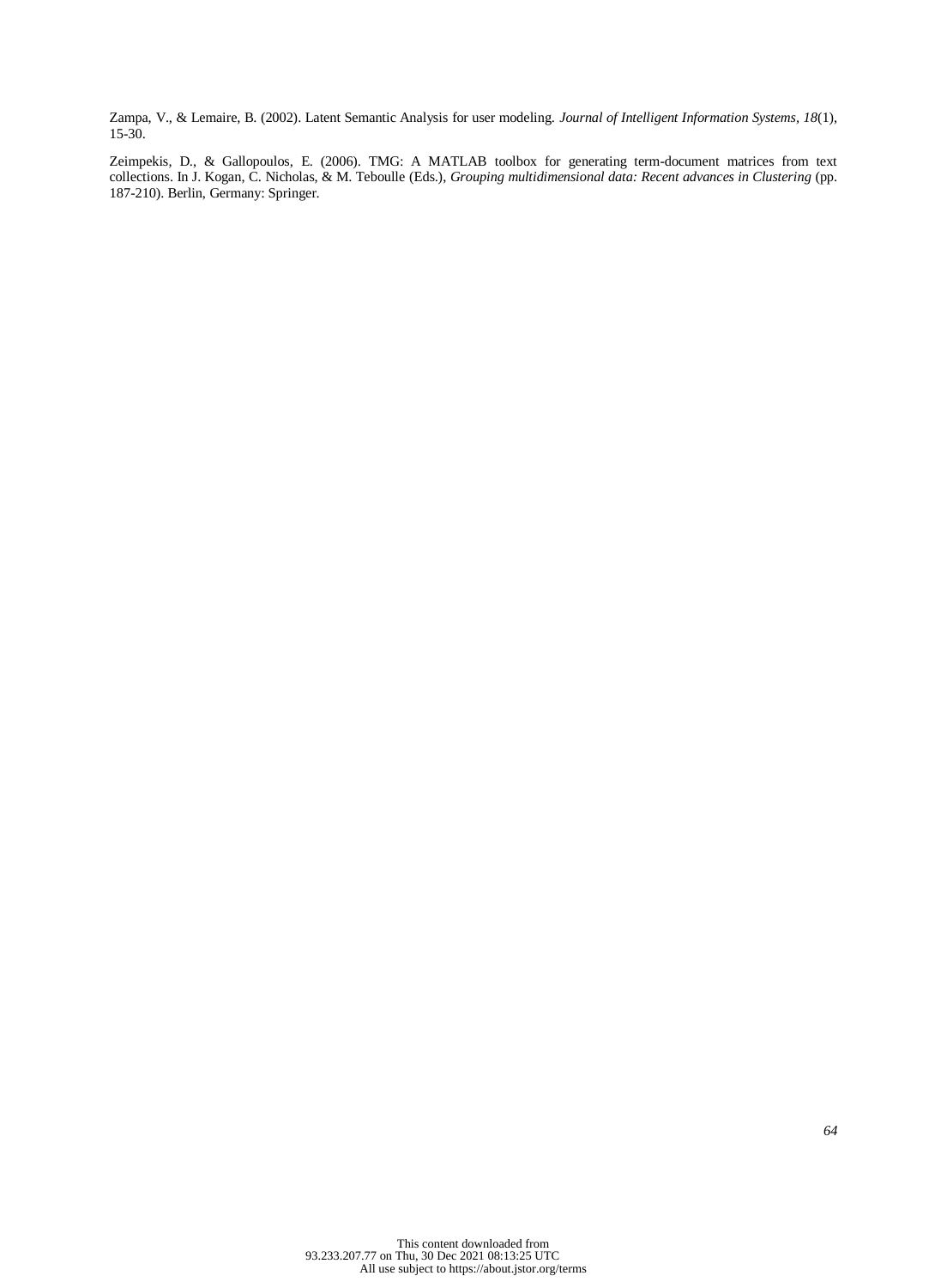Zampa, V., & Lemaire, B. (2002). Latent Semantic Analysis for user modeling. *Journal of Intelligent Information Systems*, *18*(1), 15-30.

Zeimpekis, D., & Gallopoulos, E. (2006). TMG: A MATLAB toolbox for generating term-document matrices from text collections. In J. Kogan, C. Nicholas, & M. Teboulle (Eds.), *Grouping multidimensional data: Recent advances in Clustering* (pp. 187-210). Berlin, Germany: Springer.